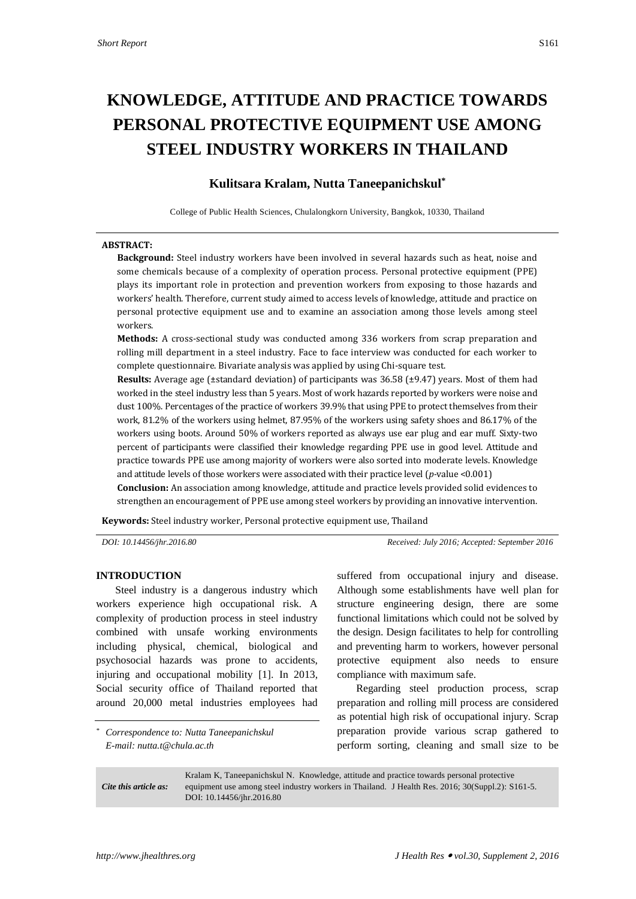# KNOWLEDGE, ATTITUDE AND PRACTICE TOWARDS PERSONAL PROTECTIVE EQUIPMENT USE AMONG STEEL INDUSTRY WORKERS IN THAILAND

**Kulitsara Kralam, Nutta Taneepanichskul[*]**

College of Public Health Sciences, Chulalongkorn University, Bangkok, 10330, Thailand

**ABSTRACT:**

**Background:** Steel industry workers have been involved in several hazards such as heat, noise and some chemicals because of a complexity of operation process. Personal protective equipment (PPE) plays its important role in protection and prevention workers from exposing to those hazards and workers' health. Therefore, current study aimed to access levels of knowledge, attitude and practice on personal protective equipment use and to examine an association among those levels among steel workers.

**Methods:** A cross-sectional study was conducted among 336 workers from scrap preparation and rolling mill department in a steel industry. Face to face interview was conducted for each worker to complete questionnaire. Bivariate analysis was applied by using Chi-square test.

**Results:** Average age (±standard deviation) of participants was 36.58 (±9.47) years. Most of them had worked in the steel industry less than 5 years. Most of work hazards reported by workers were noise and dust 100%. Percentages of the practice of workers 39.9% that using PPE to protect themselves from their work, 81.2% of the workers using helmet, 87.95% of the workers using safety shoes and 86.17% of the workers using boots. Around 50% of workers reported as always use ear plug and ear muff. Sixty-two percent of participants were classified their knowledge regarding PPE use in good level. Attitude and practice towards PPE use among majority of workers were also sorted into moderate levels. Knowledge and attitude levels of those workers were associated with their practice level (*p*-value <0.001)

**Conclusion:** An association among knowledge, attitude and practice levels provided solid evidences to strengthen an encouragement of PPE use among steel workers by providing an innovative intervention.

**Keywords:** Steel industry worker, Personal protective equipment use, Thailand

*DOI: 10.14456/jhr.2016.80* *Received: July 2016; Accepted: September 2016*

## INTRODUCTION

Steel industry is a dangerous industry which workers experience high occupational risk. A complexity of production process in steel industry combined with unsafe working environments including physical, chemical, biological and psychosocial hazards was prone to accidents, injuring and occupational mobility [1]. In 2013, Social security office of Thailand reported that around 20,000 metal industries employees had suffered from occupational injury and disease. Although some establishments have well plan for structure engineering design, there are some functional limitations which could not be solved by the design. Design facilitates to help for controlling and preventing harm to workers, however personal protective equipment also needs to ensure compliance with maximum safe.

Regarding steel production process, scrap preparation and rolling mill process are considered as potential high risk of occupational injury. Scrap preparation provide various scrap gathered to perform sorting, cleaning and small size to be

[*] *Correspondence to: Nutta Taneepanichskul*
*E-mail: nutta.t@chula.ac.th*

| *Cite this article as:* | Kralam K, Taneepanichskul N. Knowledge, attitude and practice towards personal protective equipment use among steel industry workers in Thailand. J Health Res. 2016; 30(Suppl.2): S161-5. DOI: 10.14456/jhr.2016.80 |
|---|---|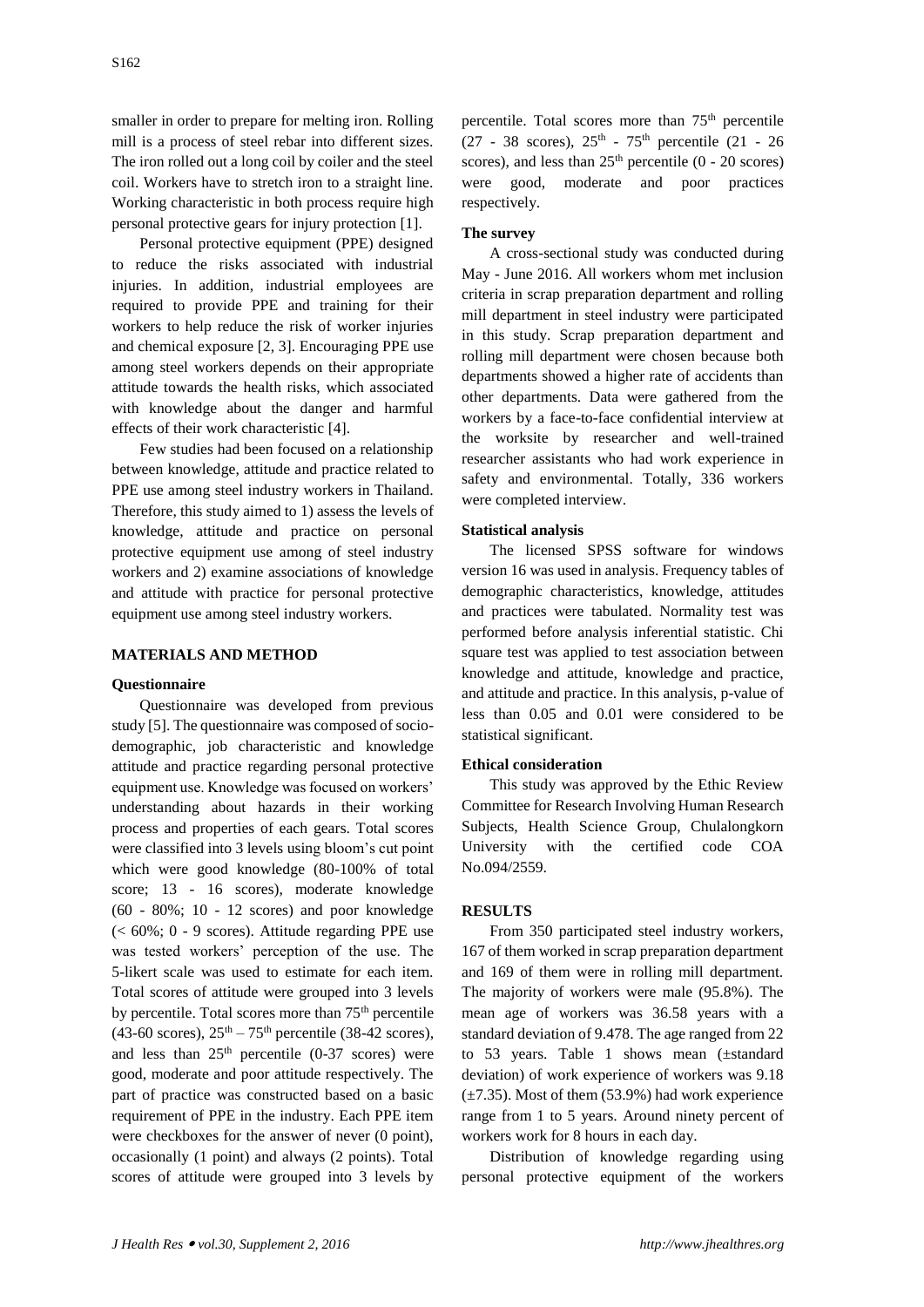smaller in order to prepare for melting iron. Rolling mill is a process of steel rebar into different sizes. The iron rolled out a long coil by coiler and the steel coil. Workers have to stretch iron to a straight line. Working characteristic in both process require high personal protective gears for injury protection [1].

Personal protective equipment (PPE) designed to reduce the risks associated with industrial injuries. In addition, industrial employees are required to provide PPE and training for their workers to help reduce the risk of worker injuries and chemical exposure [2, 3]. Encouraging PPE use among steel workers depends on their appropriate attitude towards the health risks, which associated with knowledge about the danger and harmful effects of their work characteristic [4].

Few studies had been focused on a relationship between knowledge, attitude and practice related to PPE use among steel industry workers in Thailand. Therefore, this study aimed to 1) assess the levels of knowledge, attitude and practice on personal protective equipment use among of steel industry workers and 2) examine associations of knowledge and attitude with practice for personal protective equipment use among steel industry workers.

## MATERIALS AND METHOD

### Questionnaire

Questionnaire was developed from previous study [5]. The questionnaire was composed of socio-demographic, job characteristic and knowledge attitude and practice regarding personal protective equipment use. Knowledge was focused on workers' understanding about hazards in their working process and properties of each gears. Total scores were classified into 3 levels using bloom's cut point which were good knowledge (80-100% of total score; 13 - 16 scores), moderate knowledge (60 - 80%; 10 - 12 scores) and poor knowledge (< 60%; 0 - 9 scores). Attitude regarding PPE use was tested workers' perception of the use. The 5-likert scale was used to estimate for each item. Total scores of attitude were grouped into 3 levels by percentile. Total scores more than 75$^{th}$ percentile (43-60 scores), 25$^{th}$ – 75$^{th}$ percentile (38-42 scores), and less than 25$^{th}$ percentile (0-37 scores) were good, moderate and poor attitude respectively. The part of practice was constructed based on a basic requirement of PPE in the industry. Each PPE item were checkboxes for the answer of never (0 point), occasionally (1 point) and always (2 points). Total scores of attitude were grouped into 3 levels by percentile. Total scores more than 75$^{th}$ percentile (27 - 38 scores), 25$^{th}$ - 75$^{th}$ percentile (21 - 26 scores), and less than 25$^{th}$ percentile (0 - 20 scores) were good, moderate and poor practices respectively.

### The survey

A cross-sectional study was conducted during May - June 2016. All workers whom met inclusion criteria in scrap preparation department and rolling mill department in steel industry were participated in this study. Scrap preparation department and rolling mill department were chosen because both departments showed a higher rate of accidents than other departments. Data were gathered from the workers by a face-to-face confidential interview at the worksite by researcher and well-trained researcher assistants who had work experience in safety and environmental. Totally, 336 workers were completed interview.

### Statistical analysis

The licensed SPSS software for windows version 16 was used in analysis. Frequency tables of demographic characteristics, knowledge, attitudes and practices were tabulated. Normality test was performed before analysis inferential statistic. Chi square test was applied to test association between knowledge and attitude, knowledge and practice, and attitude and practice. In this analysis, p-value of less than 0.05 and 0.01 were considered to be statistical significant.

### Ethical consideration

This study was approved by the Ethic Review Committee for Research Involving Human Research Subjects, Health Science Group, Chulalongkorn University with the certified code COA No.094/2559.

## RESULTS

From 350 participated steel industry workers, 167 of them worked in scrap preparation department and 169 of them were in rolling mill department. The majority of workers were male (95.8%). The mean age of workers was 36.58 years with a standard deviation of 9.478. The age ranged from 22 to 53 years. Table 1 shows mean (±standard deviation) of work experience of workers was 9.18 (±7.35). Most of them (53.9%) had work experience range from 1 to 5 years. Around ninety percent of workers work for 8 hours in each day.

Distribution of knowledge regarding using personal protective equipment of the workers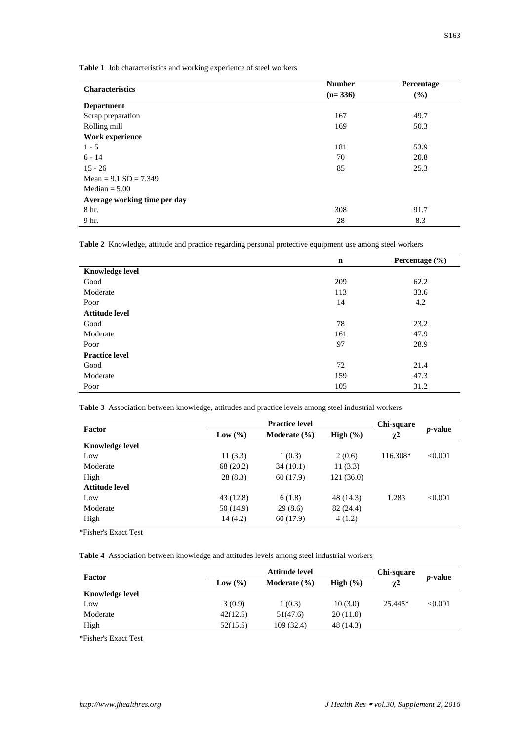**Table 1** Job characteristics and working experience of steel workers

| Characteristics | Number (n= 336) | Percentage (%) |
|---|---|---|
| **Department** | | |
| Scrap preparation | 167 | 49.7 |
| Rolling mill | 169 | 50.3 |
| **Work experience** | | |
| 1 - 5 | 181 | 53.9 |
| 6 - 14 | 70 | 20.8 |
| 15 - 26 | 85 | 25.3 |
| Mean = 9.1 SD = 7.349 | | |
| Median = 5.00 | | |
| **Average working time per day** | | |
| 8 hr. | 308 | 91.7 |
| 9 hr. | 28 | 8.3 |

**Table 2** Knowledge, attitude and practice regarding personal protective equipment use among steel workers

| | n | Percentage (%) |
|---|---|---|
| **Knowledge level** | | |
| Good | 209 | 62.2 |
| Moderate | 113 | 33.6 |
| Poor | 14 | 4.2 |
| **Attitude level** | | |
| Good | 78 | 23.2 |
| Moderate | 161 | 47.9 |
| Poor | 97 | 28.9 |
| **Practice level** | | |
| Good | 72 | 21.4 |
| Moderate | 159 | 47.3 |
| Poor | 105 | 31.2 |

**Table 3** Association between knowledge, attitudes and practice levels among steel industrial workers

| Factor | Practice level | | | Chi-square $\chi^2$ | *p*-value |
|---|---|---|---|---|---|
| | Low (%) | Moderate (%) | High (%) | | |
| **Knowledge level** | | | | | |
| Low | 11 (3.3) | 1 (0.3) | 2 (0.6) | 116.308* | <0.001 |
| Moderate | 68 (20.2) | 34 (10.1) | 11 (3.3) | | |
| High | 28 (8.3) | 60 (17.9) | 121 (36.0) | | |
| **Attitude level** | | | | | |
| Low | 43 (12.8) | 6 (1.8) | 48 (14.3) | 1.283 | <0.001 |
| Moderate | 50 (14.9) | 29 (8.6) | 82 (24.4) | | |
| High | 14 (4.2) | 60 (17.9) | 4 (1.2) | | |

*Fisher's Exact Test

**Table 4** Association between knowledge and attitudes levels among steel industrial workers

| Factor | Attitude level | | | Chi-square $\chi^2$ | *p*-value |
|---|---|---|---|---|---|
| | Low (%) | Moderate (%) | High (%) | | |
| **Knowledge level** | | | | | |
| Low | 3 (0.9) | 1 (0.3) | 10 (3.0) | 25.445* | <0.001 |
| Moderate | 42(12.5) | 51(47.6) | 20 (11.0) | | |
| High | 52(15.5) | 109 (32.4) | 48 (14.3) | | |

*Fisher's Exact Test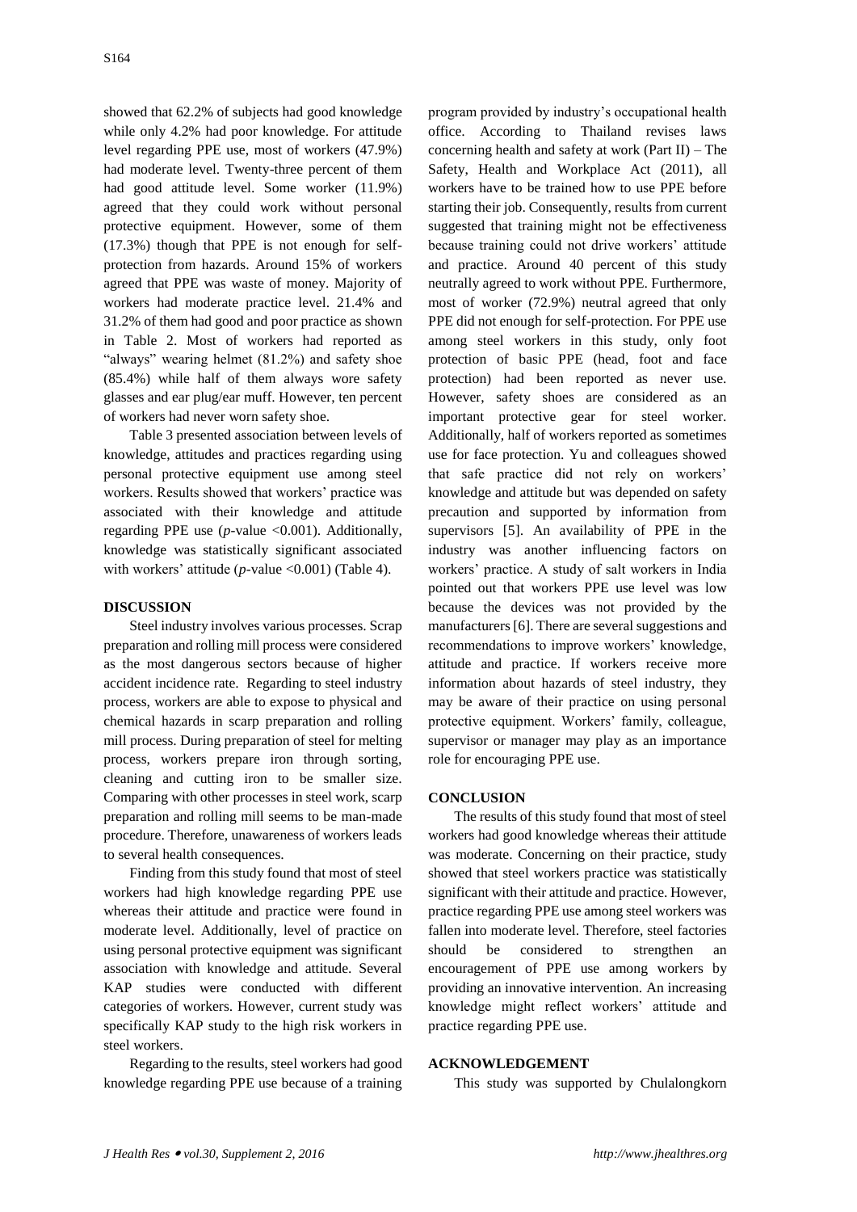showed that 62.2% of subjects had good knowledge while only 4.2% had poor knowledge. For attitude level regarding PPE use, most of workers (47.9%) had moderate level. Twenty-three percent of them had good attitude level. Some worker (11.9%) agreed that they could work without personal protective equipment. However, some of them (17.3%) though that PPE is not enough for self-protection from hazards. Around 15% of workers agreed that PPE was waste of money. Majority of workers had moderate practice level. 21.4% and 31.2% of them had good and poor practice as shown in Table 2. Most of workers had reported as "always" wearing helmet (81.2%) and safety shoe (85.4%) while half of them always wore safety glasses and ear plug/ear muff. However, ten percent of workers had never worn safety shoe.

Table 3 presented association between levels of knowledge, attitudes and practices regarding using personal protective equipment use among steel workers. Results showed that workers' practice was associated with their knowledge and attitude regarding PPE use (*p*-value <0.001). Additionally, knowledge was statistically significant associated with workers' attitude (*p*-value <0.001) (Table 4).

## DISCUSSION

Steel industry involves various processes. Scrap preparation and rolling mill process were considered as the most dangerous sectors because of higher accident incidence rate. Regarding to steel industry process, workers are able to expose to physical and chemical hazards in scarp preparation and rolling mill process. During preparation of steel for melting process, workers prepare iron through sorting, cleaning and cutting iron to be smaller size. Comparing with other processes in steel work, scarp preparation and rolling mill seems to be man-made procedure. Therefore, unawareness of workers leads to several health consequences.

Finding from this study found that most of steel workers had high knowledge regarding PPE use whereas their attitude and practice were found in moderate level. Additionally, level of practice on using personal protective equipment was significant association with knowledge and attitude. Several KAP studies were conducted with different categories of workers. However, current study was specifically KAP study to the high risk workers in steel workers.

Regarding to the results, steel workers had good knowledge regarding PPE use because of a training program provided by industry's occupational health office. According to Thailand revises laws concerning health and safety at work (Part II) – The Safety, Health and Workplace Act (2011), all workers have to be trained how to use PPE before starting their job. Consequently, results from current suggested that training might not be effectiveness because training could not drive workers' attitude and practice. Around 40 percent of this study neutrally agreed to work without PPE. Furthermore, most of worker (72.9%) neutral agreed that only PPE did not enough for self-protection. For PPE use among steel workers in this study, only foot protection of basic PPE (head, foot and face protection) had been reported as never use. However, safety shoes are considered as an important protective gear for steel worker. Additionally, half of workers reported as sometimes use for face protection. Yu and colleagues showed that safe practice did not rely on workers' knowledge and attitude but was depended on safety precaution and supported by information from supervisors [5]. An availability of PPE in the industry was another influencing factors on workers' practice. A study of salt workers in India pointed out that workers PPE use level was low because the devices was not provided by the manufacturers [6]. There are several suggestions and recommendations to improve workers' knowledge, attitude and practice. If workers receive more information about hazards of steel industry, they may be aware of their practice on using personal protective equipment. Workers' family, colleague, supervisor or manager may play as an importance role for encouraging PPE use.

## CONCLUSION

The results of this study found that most of steel workers had good knowledge whereas their attitude was moderate. Concerning on their practice, study showed that steel workers practice was statistically significant with their attitude and practice. However, practice regarding PPE use among steel workers was fallen into moderate level. Therefore, steel factories should be considered to strengthen an encouragement of PPE use among workers by providing an innovative intervention. An increasing knowledge might reflect workers' attitude and practice regarding PPE use.

## ACKNOWLEDGEMENT

This study was supported by Chulalongkorn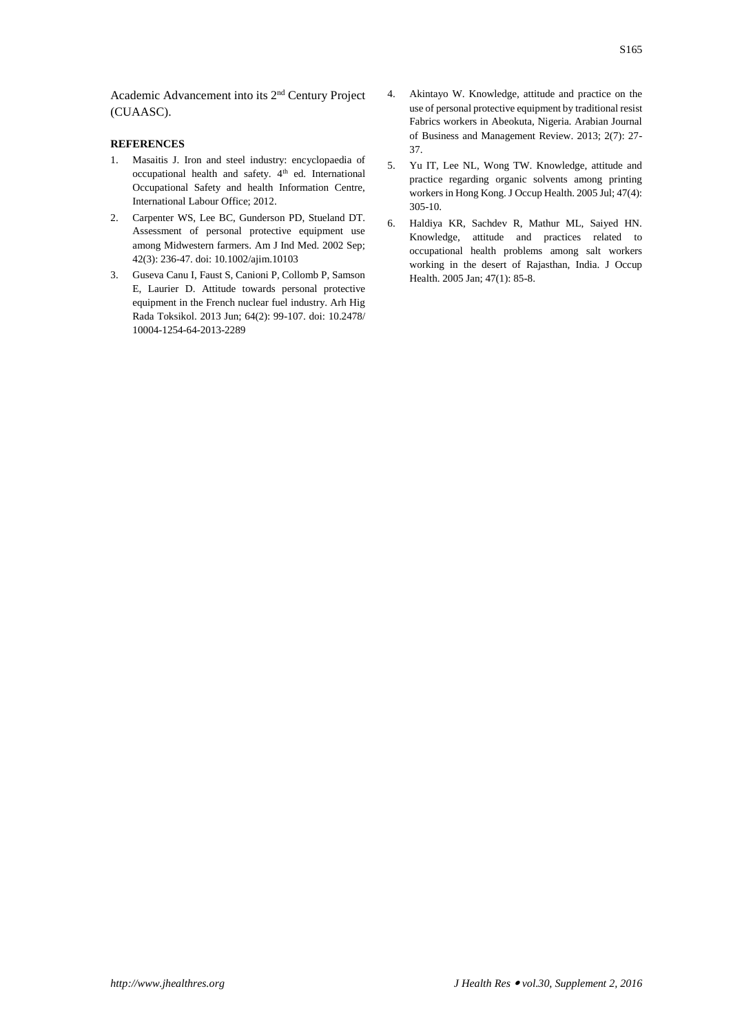Academic Advancement into its 2nd Century Project (CUAASC).

**REFERENCES**

1. Masaitis J. Iron and steel industry: encyclopaedia of occupational health and safety. 4th ed. International Occupational Safety and health Information Centre, International Labour Office; 2012.
2. Carpenter WS, Lee BC, Gunderson PD, Stueland DT. Assessment of personal protective equipment use among Midwestern farmers. Am J Ind Med. 2002 Sep; 42(3): 236-47. doi: 10.1002/ajim.10103
3. Guseva Canu I, Faust S, Canioni P, Collomb P, Samson E, Laurier D. Attitude towards personal protective equipment in the French nuclear fuel industry. Arh Hig Rada Toksikol. 2013 Jun; 64(2): 99-107. doi: 10.2478/10004-1254-64-2013-2289
4. Akintayo W. Knowledge, attitude and practice on the use of personal protective equipment by traditional resist Fabrics workers in Abeokuta, Nigeria. Arabian Journal of Business and Management Review. 2013; 2(7): 27-37.
5. Yu IT, Lee NL, Wong TW. Knowledge, attitude and practice regarding organic solvents among printing workers in Hong Kong. J Occup Health. 2005 Jul; 47(4): 305-10.
6. Haldiya KR, Sachdev R, Mathur ML, Saiyed HN. Knowledge, attitude and practices related to occupational health problems among salt workers working in the desert of Rajasthan, India. J Occup Health. 2005 Jan; 47(1): 85-8.